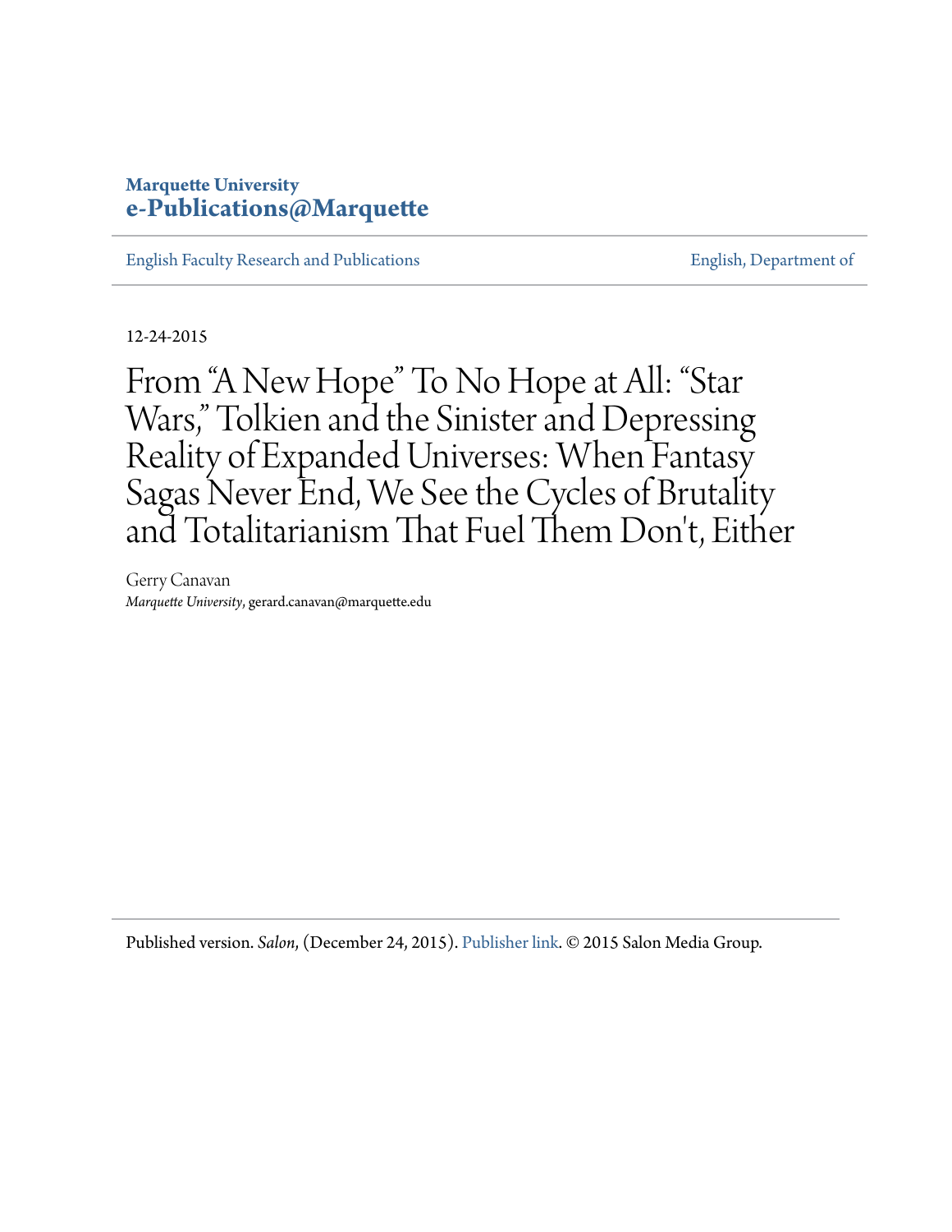**Marquette University**
**e-Publications@Marquette**

English Faculty Research and Publications | English, Department of

12-24-2015

# From "A New Hope" To No Hope at All: "Star Wars," Tolkien and the Sinister and Depressing Reality of Expanded Universes: When Fantasy Sagas Never End, We See the Cycles of Brutality and Totalitarianism That Fuel Them Don't, Either

Gerry Canavan
*Marquette University*, gerard.canavan@marquette.edu

Published version. *Salon*, (December 24, 2015). Publisher link. © 2015 Salon Media Group.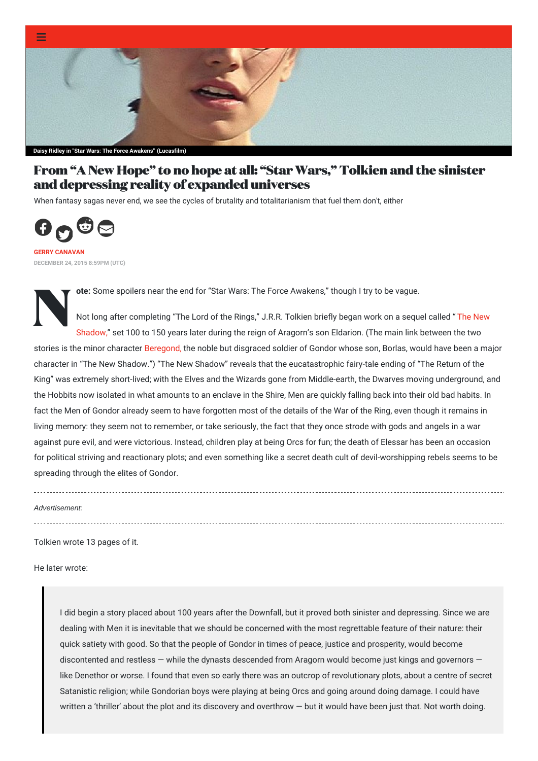Daisy Ridley in "Star Wars: The Force Awakens" (Lucasfilm)

# From "A New Hope" to no hope at all: "Star Wars," Tolkien and the sinister and depressing reality of expanded universes

When fantasy sagas never end, we see the cycles of brutality and totalitarianism that fuel them don't, either

GERRY CANAVAN

DECEMBER 24, 2015 8:59PM (UTC)

**Note:** Some spoilers near the end for "Star Wars: The Force Awakens," though I try to be vague.

Not long after completing "The Lord of the Rings," J.R.R. Tolkien briefly began work on a sequel called "The New Shadow," set 100 to 150 years later during the reign of Aragorn's son Eldarion. (The main link between the two stories is the minor character Beregond, the noble but disgraced soldier of Gondor whose son, Borlas, would have been a major character in "The New Shadow.") "The New Shadow" reveals that the eucatastrophic fairy-tale ending of "The Return of the King" was extremely short-lived; with the Elves and the Wizards gone from Middle-earth, the Dwarves moving underground, and the Hobbits now isolated in what amounts to an enclave in the Shire, Men are quickly falling back into their old bad habits. In fact the Men of Gondor already seem to have forgotten most of the details of the War of the Ring, even though it remains in living memory: they seem not to remember, or take seriously, the fact that they once strode with gods and angels in a war against pure evil, and were victorious. Instead, children play at being Orcs for fun; the death of Elessar has been an occasion for political striving and reactionary plots; and even something like a secret death cult of devil-worshipping rebels seems to be spreading through the elites of Gondor.

Tolkien wrote 13 pages of it.

He later wrote:

> I did begin a story placed about 100 years after the Downfall, but it proved both sinister and depressing. Since we are dealing with Men it is inevitable that we should be concerned with the most regrettable feature of their nature: their quick satiety with good. So that the people of Gondor in times of peace, justice and prosperity, would become discontented and restless — while the dynasts descended from Aragorn would become just kings and governors — like Denethor or worse. I found that even so early there was an outcrop of revolutionary plots, about a centre of secret Satanistic religion; while Gondorian boys were playing at being Orcs and going around doing damage. I could have written a 'thriller' about the plot and its discovery and overthrow — but it would have been just that. Not worth doing.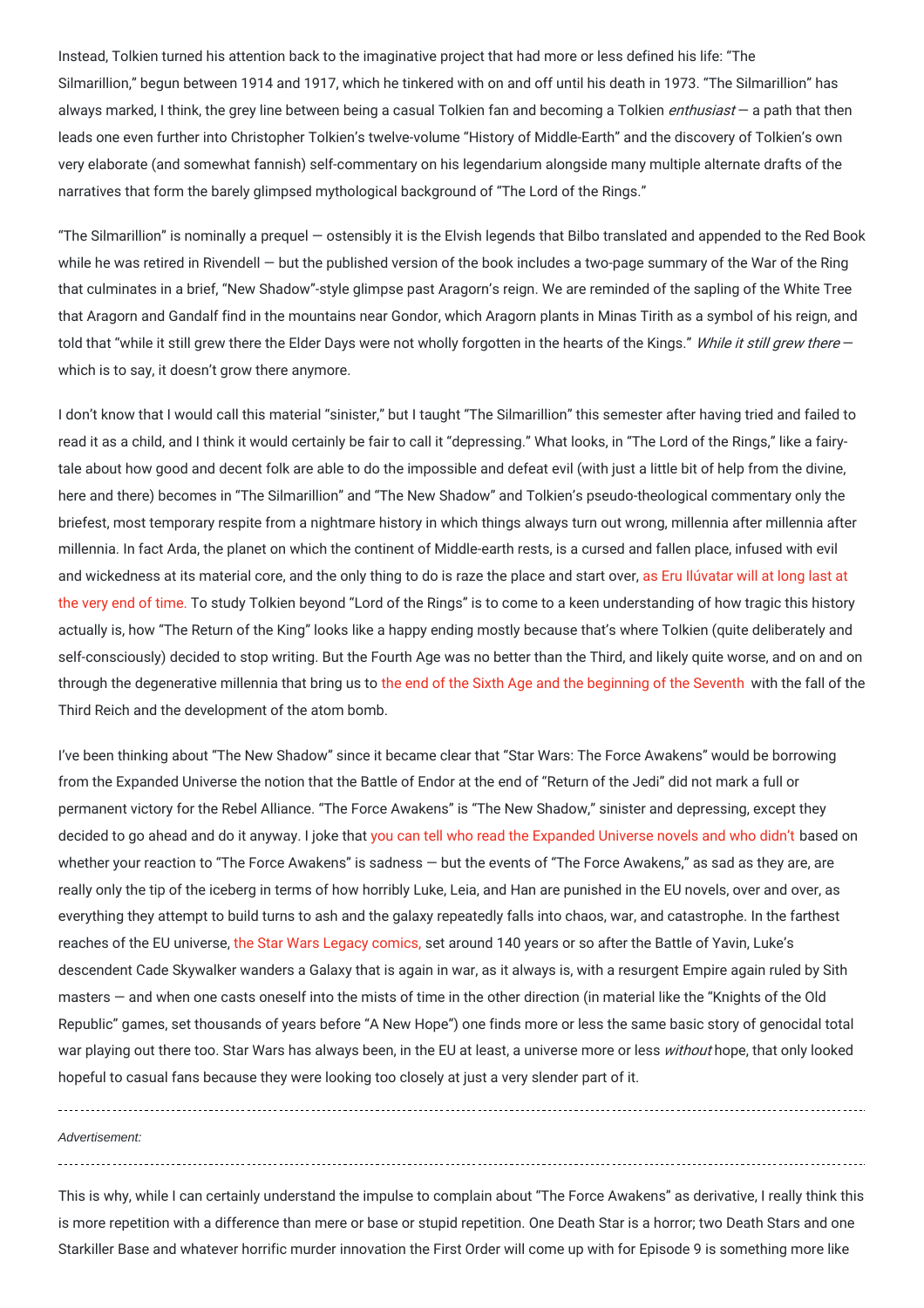Instead, Tolkien turned his attention back to the imaginative project that had more or less defined his life: "The Silmarillion," begun between 1914 and 1917, which he tinkered with on and off until his death in 1973. "The Silmarillion" has always marked, I think, the grey line between being a casual Tolkien fan and becoming a Tolkien *enthusiast* — a path that then leads one even further into Christopher Tolkien's twelve-volume "History of Middle-Earth" and the discovery of Tolkien's own very elaborate (and somewhat fannish) self-commentary on his legendarium alongside many multiple alternate drafts of the narratives that form the barely glimpsed mythological background of "The Lord of the Rings."

"The Silmarillion" is nominally a prequel — ostensibly it is the Elvish legends that Bilbo translated and appended to the Red Book while he was retired in Rivendell — but the published version of the book includes a two-page summary of the War of the Ring that culminates in a brief, "New Shadow"-style glimpse past Aragorn's reign. We are reminded of the sapling of the White Tree that Aragorn and Gandalf find in the mountains near Gondor, which Aragorn plants in Minas Tirith as a symbol of his reign, and told that "while it still grew there the Elder Days were not wholly forgotten in the hearts of the Kings." *While it still grew there* — which is to say, it doesn't grow there anymore.

I don't know that I would call this material "sinister," but I taught "The Silmarillion" this semester after having tried and failed to read it as a child, and I think it would certainly be fair to call it "depressing." What looks, in "The Lord of the Rings," like a fairy-tale about how good and decent folk are able to do the impossible and defeat evil (with just a little bit of help from the divine, here and there) becomes in "The Silmarillion" and "The New Shadow" and Tolkien's pseudo-theological commentary only the briefest, most temporary respite from a nightmare history in which things always turn out wrong, millennia after millennia after millennia. In fact Arda, the planet on which the continent of Middle-earth rests, is a cursed and fallen place, infused with evil and wickedness at its material core, and the only thing to do is raze the place and start over, as Eru Ilúvatar will at long last at the very end of time. To study Tolkien beyond "Lord of the Rings" is to come to a keen understanding of how tragic this history actually is, how "The Return of the King" looks like a happy ending mostly because that's where Tolkien (quite deliberately and self-consciously) decided to stop writing. But the Fourth Age was no better than the Third, and likely quite worse, and on and on through the degenerative millennia that bring us to the end of the Sixth Age and the beginning of the Seventh with the fall of the Third Reich and the development of the atom bomb.

I've been thinking about "The New Shadow" since it became clear that "Star Wars: The Force Awakens" would be borrowing from the Expanded Universe the notion that the Battle of Endor at the end of "Return of the Jedi" did not mark a full or permanent victory for the Rebel Alliance. "The Force Awakens" is "The New Shadow," sinister and depressing, except they decided to go ahead and do it anyway. I joke that you can tell who read the Expanded Universe novels and who didn't based on whether your reaction to "The Force Awakens" is sadness — but the events of "The Force Awakens," as sad as they are, are really only the tip of the iceberg in terms of how horribly Luke, Leia, and Han are punished in the EU novels, over and over, as everything they attempt to build turns to ash and the galaxy repeatedly falls into chaos, war, and catastrophe. In the farthest reaches of the EU universe, the Star Wars Legacy comics, set around 140 years or so after the Battle of Yavin, Luke's descendent Cade Skywalker wanders a Galaxy that is again in war, as it always is, with a resurgent Empire again ruled by Sith masters — and when one casts oneself into the mists of time in the other direction (in material like the "Knights of the Old Republic" games, set thousands of years before "A New Hope") one finds more or less the same basic story of genocidal total war playing out there too. Star Wars has always been, in the EU at least, a universe more or less *without* hope, that only looked hopeful to casual fans because they were looking too closely at just a very slender part of it.

This is why, while I can certainly understand the impulse to complain about "The Force Awakens" as derivative, I really think this is more repetition with a difference than mere or base or stupid repetition. One Death Star is a horror; two Death Stars and one Starkiller Base and whatever horrific murder innovation the First Order will come up with for Episode 9 is something more like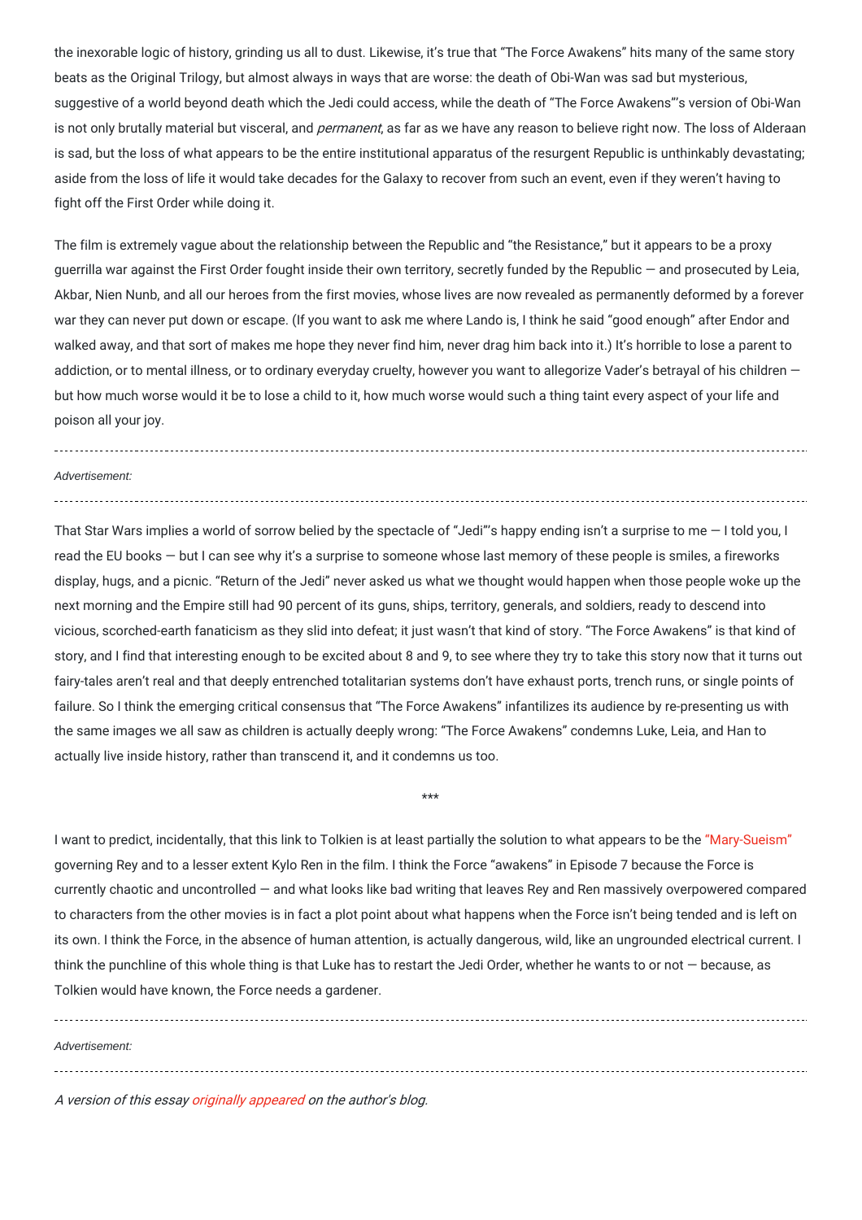the inexorable logic of history, grinding us all to dust. Likewise, it's true that "The Force Awakens" hits many of the same story beats as the Original Trilogy, but almost always in ways that are worse: the death of Obi-Wan was sad but mysterious, suggestive of a world beyond death which the Jedi could access, while the death of "The Force Awakens"'s version of Obi-Wan is not only brutally material but visceral, and *permanent*, as far as we have any reason to believe right now. The loss of Alderaan is sad, but the loss of what appears to be the entire institutional apparatus of the resurgent Republic is unthinkably devastating; aside from the loss of life it would take decades for the Galaxy to recover from such an event, even if they weren't having to fight off the First Order while doing it.

The film is extremely vague about the relationship between the Republic and "the Resistance," but it appears to be a proxy guerrilla war against the First Order fought inside their own territory, secretly funded by the Republic — and prosecuted by Leia, Akbar, Nien Nunb, and all our heroes from the first movies, whose lives are now revealed as permanently deformed by a forever war they can never put down or escape. (If you want to ask me where Lando is, I think he said "good enough" after Endor and walked away, and that sort of makes me hope they never find him, never drag him back into it.) It's horrible to lose a parent to addiction, or to mental illness, or to ordinary everyday cruelty, however you want to allegorize Vader's betrayal of his children — but how much worse would it be to lose a child to it, how much worse would such a thing taint every aspect of your life and poison all your joy.

*Advertisement:*

That Star Wars implies a world of sorrow belied by the spectacle of "Jedi"'s happy ending isn't a surprise to me — I told you, I read the EU books — but I can see why it's a surprise to someone whose last memory of these people is smiles, a fireworks display, hugs, and a picnic. "Return of the Jedi" never asked us what we thought would happen when those people woke up the next morning and the Empire still had 90 percent of its guns, ships, territory, generals, and soldiers, ready to descend into vicious, scorched-earth fanaticism as they slid into defeat; it just wasn't that kind of story. "The Force Awakens" is that kind of story, and I find that interesting enough to be excited about 8 and 9, to see where they try to take this story now that it turns out fairy-tales aren't real and that deeply entrenched totalitarian systems don't have exhaust ports, trench runs, or single points of failure. So I think the emerging critical consensus that "The Force Awakens" infantilizes its audience by re-presenting us with the same images we all saw as children is actually deeply wrong: "The Force Awakens" condemns Luke, Leia, and Han to actually live inside history, rather than transcend it, and it condemns us too.

***

I want to predict, incidentally, that this link to Tolkien is at least partially the solution to what appears to be the "Mary-Sueism" governing Rey and to a lesser extent Kylo Ren in the film. I think the Force "awakens" in Episode 7 because the Force is currently chaotic and uncontrolled — and what looks like bad writing that leaves Rey and Ren massively overpowered compared to characters from the other movies is in fact a plot point about what happens when the Force isn't being tended and is left on its own. I think the Force, in the absence of human attention, is actually dangerous, wild, like an ungrounded electrical current. I think the punchline of this whole thing is that Luke has to restart the Jedi Order, whether he wants to or not — because, as Tolkien would have known, the Force needs a gardener.

*Advertisement:*

*A version of this essay originally appeared on the author's blog.*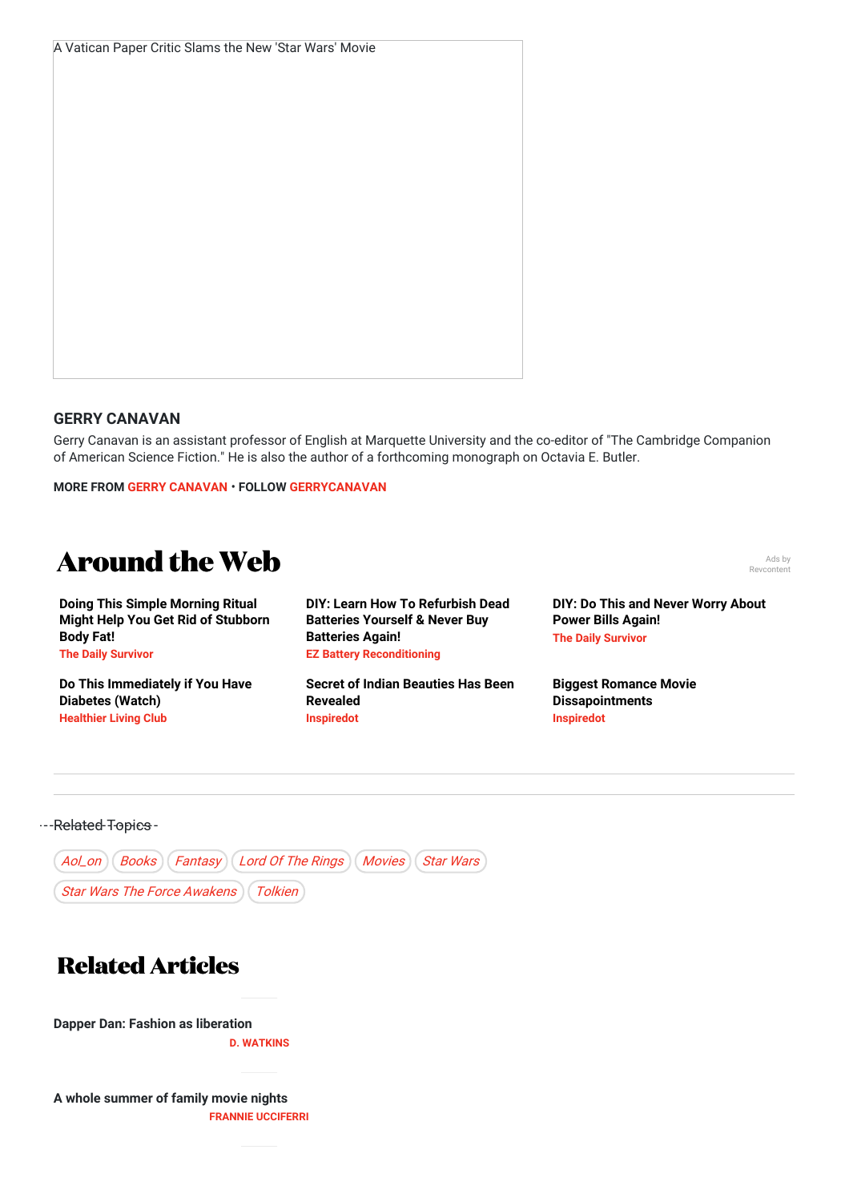A Vatican Paper Critic Slams the New 'Star Wars' Movie

**GERRY CANAVAN**

Gerry Canavan is an assistant professor of English at Marquette University and the co-editor of "The Cambridge Companion of American Science Fiction." He is also the author of a forthcoming monograph on Octavia E. Butler.

**MORE FROM GERRY CANAVAN • FOLLOW GERRYCANAVAN**

## Around the Web

Ads by Revcontent

**Doing This Simple Morning Ritual Might Help You Get Rid of Stubborn Body Fat!**
The Daily Survivor

**DIY: Learn How To Refurbish Dead Batteries Yourself & Never Buy Batteries Again!**
EZ Battery Reconditioning

**DIY: Do This and Never Worry About Power Bills Again!**
The Daily Survivor

**Do This Immediately if You Have Diabetes (Watch)**
Healthier Living Club

**Secret of Indian Beauties Has Been Revealed**
Inspiredot

**Biggest Romance Movie Dissapointments**
Inspiredot

Related Topics

*Aol_on* *Books* *Fantasy* *Lord Of The Rings* *Movies* *Star Wars* *Star Wars The Force Awakens* *Tolkien*

## Related Articles

**Dapper Dan: Fashion as liberation**
D. WATKINS

**A whole summer of family movie nights**
FRANNIE UCCIFERRI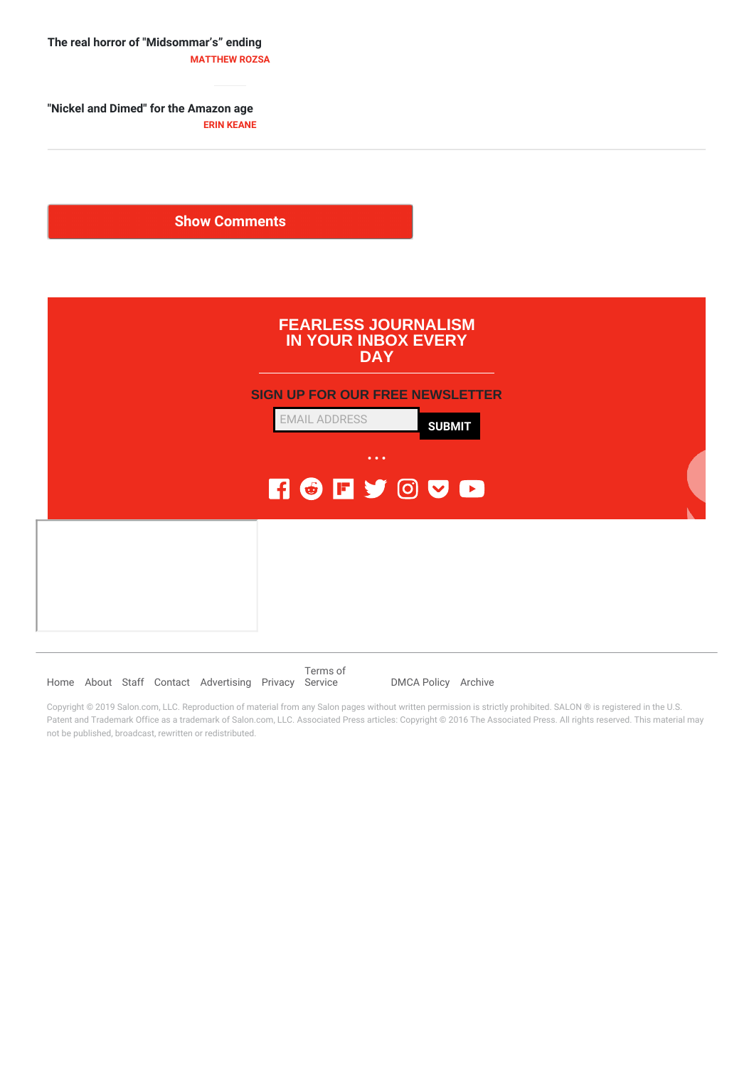The real horror of "Midsommar's" ending

MATTHEW ROZSA

"Nickel and Dimed" for the Amazon age

ERIN KEANE

Show Comments

FEARLESS JOURNALISM IN YOUR INBOX EVERY DAY

SIGN UP FOR OUR FREE NEWSLETTER

EMAIL ADDRESS

SUBMIT

Home About Staff Contact Advertising Privacy Terms of Service DMCA Policy Archive

Copyright © 2019 Salon.com, LLC. Reproduction of material from any Salon pages without written permission is strictly prohibited. SALON ® is registered in the U.S. Patent and Trademark Office as a trademark of Salon.com, LLC. Associated Press articles: Copyright © 2016 The Associated Press. All rights reserved. This material may not be published, broadcast, rewritten or redistributed.